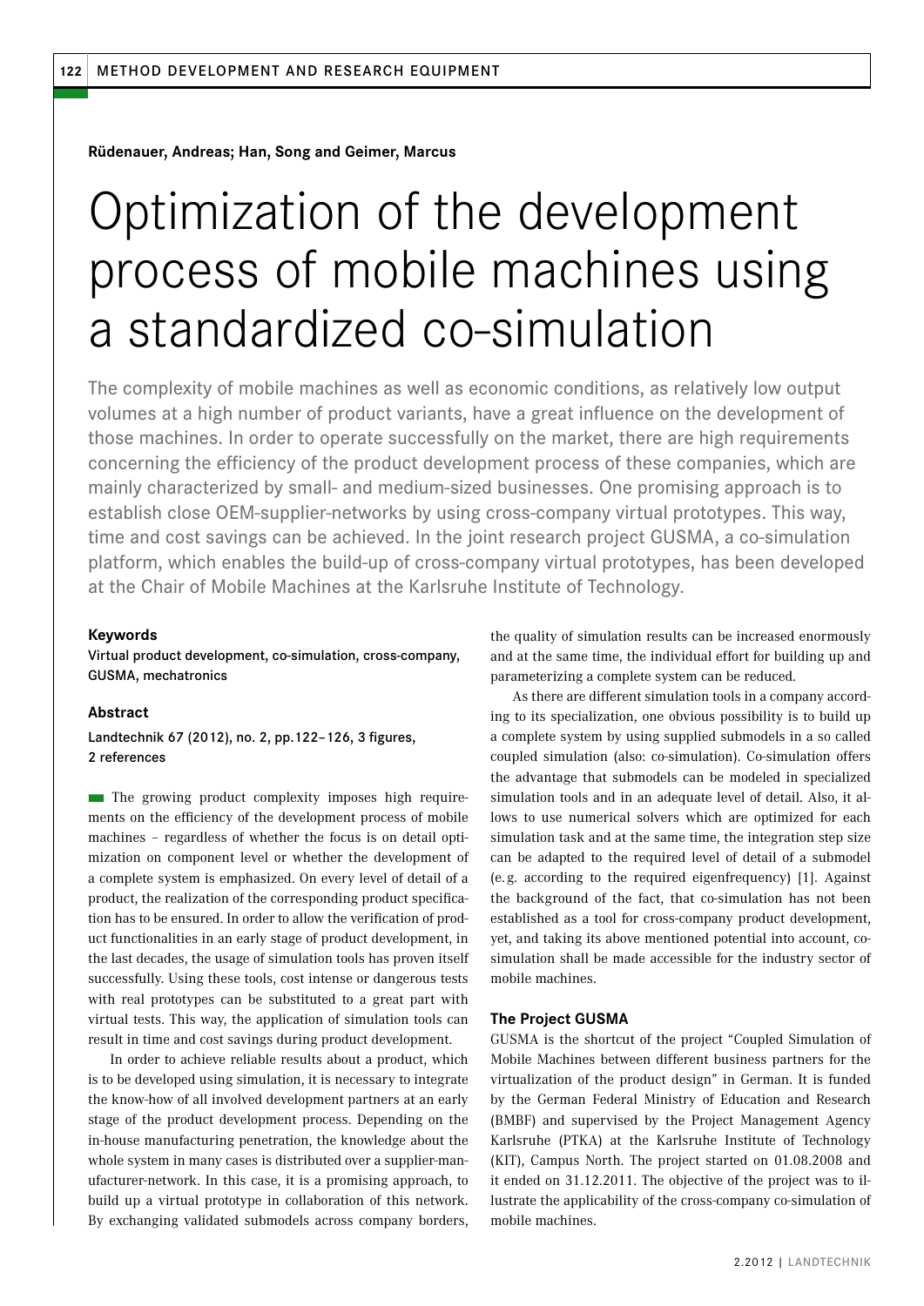**Rüdenauer, Andreas; Han, Song and Geimer, Marcus**

# Optimization of the development process of mobile machines using a standardized co-simulation

The complexity of mobile machines as well as economic conditions, as relatively low output volumes at a high number of product variants, have a great influence on the development of those machines. In order to operate successfully on the market, there are high requirements concerning the efficiency of the product development process of these companies, which are mainly characterized by small- and medium-sized businesses. One promising approach is to establish close OEM-supplier-networks by using cross-company virtual prototypes. This way, time and cost savings can be achieved. In the joint research project GUSMA, a co-simulation platform, which enables the build-up of cross-company virtual prototypes, has been developed at the Chair of Mobile Machines at the Karlsruhe Institute of Technology.

### Keywords

Virtual product development, co-simulation, cross-company, GUSMA, mechatronics

### Abstract

Landtechnik 67 (2012), no. 2, pp.122–126, 3 figures, 2 references

The growing product complexity imposes high requirements on the efficiency of the development process of mobile machines – regardless of whether the focus is on detail optimization on component level or whether the development of a complete system is emphasized. On every level of detail of a product, the realization of the corresponding product specification has to be ensured. In order to allow the verification of product functionalities in an early stage of product development, in the last decades, the usage of simulation tools has proven itself successfully. Using these tools, cost intense or dangerous tests with real prototypes can be substituted to a great part with virtual tests. This way, the application of simulation tools can result in time and cost savings during product development.

In order to achieve reliable results about a product, which is to be developed using simulation, it is necessary to integrate the know-how of all involved development partners at an early stage of the product development process. Depending on the in-house manufacturing penetration, the knowledge about the whole system in many cases is distributed over a supplier-manufacturer-network. In this case, it is a promising approach, to build up a virtual prototype in collaboration of this network. By exchanging validated submodels across company borders, the quality of simulation results can be increased enormously and at the same time, the individual effort for building up and parameterizing a complete system can be reduced.

As there are different simulation tools in a company according to its specialization, one obvious possibility is to build up a complete system by using supplied submodels in a so called coupled simulation (also: co-simulation). Co-simulation offers the advantage that submodels can be modeled in specialized simulation tools and in an adequate level of detail. Also, it allows to use numerical solvers which are optimized for each simulation task and at the same time, the integration step size can be adapted to the required level of detail of a submodel (e.g. according to the required eigenfrequency) [1]. Against the background of the fact, that co-simulation has not been established as a tool for cross-company product development, yet, and taking its above mentioned potential into account, co-simulation shall be made accessible for the industry sector of mobile machines.

### The Project GUSMA

GUSMA is the shortcut of the project "Coupled Simulation of Mobile Machines between different business partners for the virtualization of the product design" in German. It is funded by the German Federal Ministry of Education and Research (BMBF) and supervised by the Project Management Agency Karlsruhe (PTKA) at the Karlsruhe Institute of Technology (KIT), Campus North. The project started on 01.08.2008 and it ended on 31.12.2011. The objective of the project was to illustrate the applicability of the cross-company co-simulation of mobile machines.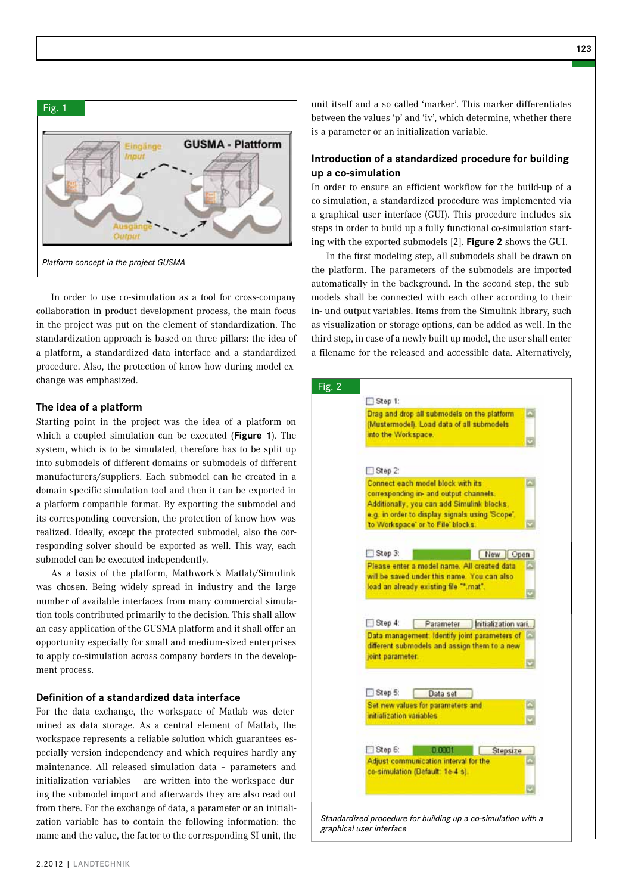Fig. 1

Platform concept in the project GUSMA

In order to use co-simulation as a tool for cross-company collaboration in product development process, the main focus in the project was put on the element of standardization. The standardization approach is based on three pillars: the idea of a platform, a standardized data interface and a standardized procedure. Also, the protection of know-how during model exchange was emphasized.

### The idea of a platform

Starting point in the project was the idea of a platform on which a coupled simulation can be executed (**Figure 1**). The system, which is to be simulated, therefore has to be split up into submodels of different domains or submodels of different manufacturers/suppliers. Each submodel can be created in a domain-specific simulation tool and then it can be exported in a platform compatible format. By exporting the submodel and its corresponding conversion, the protection of know-how was realized. Ideally, except the protected submodel, also the corresponding solver should be exported as well. This way, each submodel can be executed independently.

As a basis of the platform, Mathwork's Matlab/Simulink was chosen. Being widely spread in industry and the large number of available interfaces from many commercial simulation tools contributed primarily to the decision. This shall allow an easy application of the GUSMA platform and it shall offer an opportunity especially for small and medium-sized enterprises to apply co-simulation across company borders in the development process.

### Definition of a standardized data interface

For the data exchange, the workspace of Matlab was determined as data storage. As a central element of Matlab, the workspace represents a reliable solution which guarantees especially version independency and which requires hardly any maintenance. All released simulation data – parameters and initialization variables – are written into the workspace during the submodel import and afterwards they are also read out from there. For the exchange of data, a parameter or an initialization variable has to contain the following information: the name and the value, the factor to the corresponding SI-unit, the unit itself and a so called 'marker'. This marker differentiates between the values 'p' and 'iv', which determine, whether there is a parameter or an initialization variable.

### Introduction of a standardized procedure for building up a co-simulation

In order to ensure an efficient workflow for the build-up of a co-simulation, a standardized procedure was implemented via a graphical user interface (GUI). This procedure includes six steps in order to build up a fully functional co-simulation starting with the exported submodels [2]. **Figure 2** shows the GUI.

In the first modeling step, all submodels shall be drawn on the platform. The parameters of the submodels are imported automatically in the background. In the second step, the submodels shall be connected with each other according to their in- und output variables. Items from the Simulink library, such as visualization or storage options, can be added as well. In the third step, in case of a newly built up model, the user shall enter a filename for the released and accessible data. Alternatively,

Fig. 2

Standardized procedure for building up a co-simulation with a graphical user interface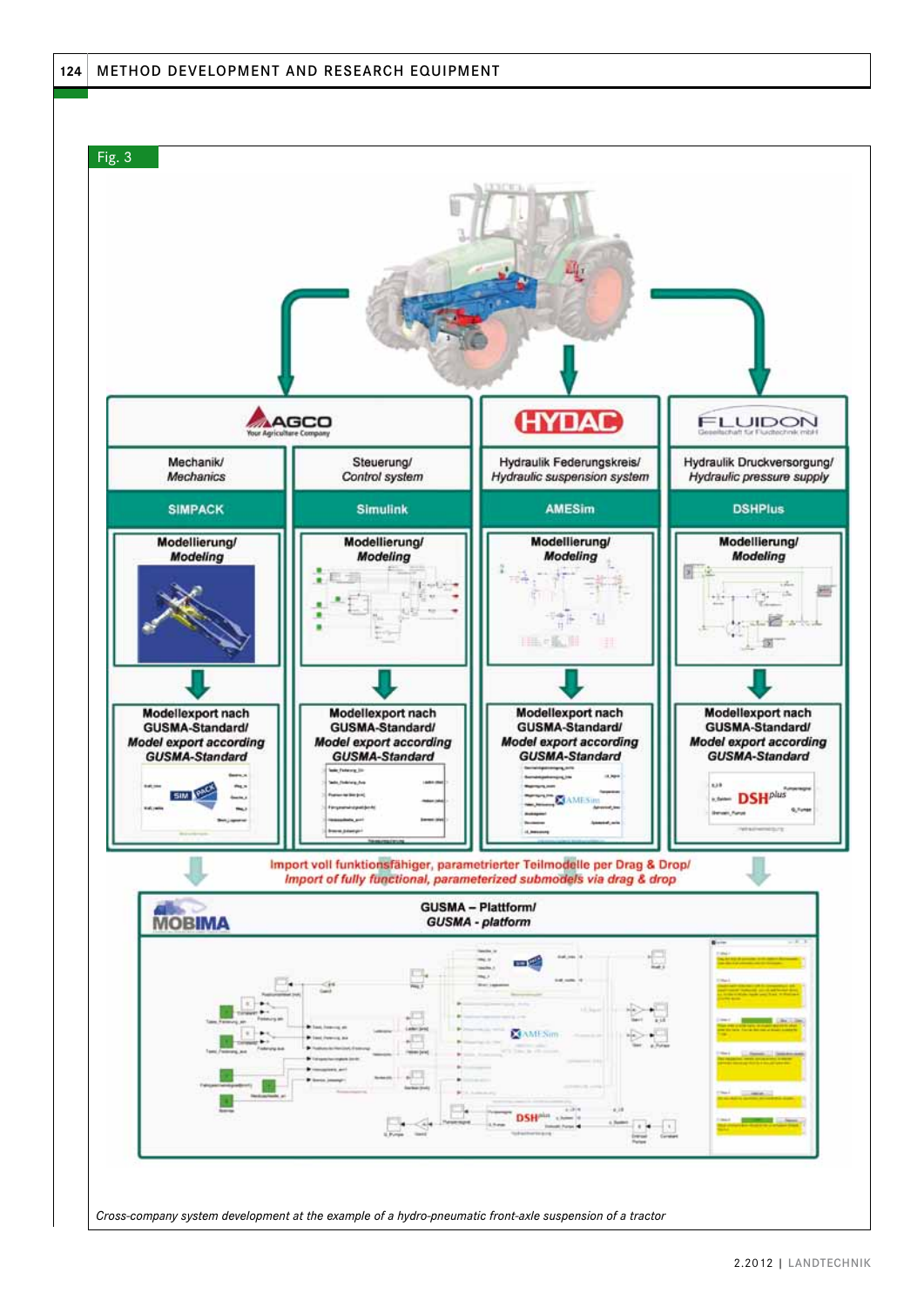Fig. 3

AGCO Your Agriculture Company | HYDAC | FLUIDON Gesellschaft für Fluidtechnik mbH

| Mechanik/ *Mechanics* | Steuerung/ *Control system* | Hydraulik Federungskreis/ *Hydraulic suspension system* | Hydraulik Druckversorgung/ *Hydraulic pressure supply* |
|---|---|---|---|
| SIMPACK | Simulink | AMESim | DSHPlus |
| Modellierung/ *Modeling* | Modellierung/ *Modeling* | Modellierung/ *Modeling* | Modellierung/ *Modeling* |
| Modellexport nach GUSMA-Standard/ *Model export according GUSMA-Standard* | Modellexport nach GUSMA-Standard/ *Model export according GUSMA-Standard* | Modellexport nach GUSMA-Standard/ *Model export according GUSMA-Standard* | Modellexport nach GUSMA-Standard/ *Model export according GUSMA-Standard* |

Import voll funktionsfähiger, parametrierter Teilmodelle per Drag & Drop/
*Import of fully functional, parameterized submodels via drag & drop*

MOBIMA

GUSMA – Plattform/
*GUSMA - platform*

*Cross-company system development at the example of a hydro-pneumatic front-axle suspension of a tractor*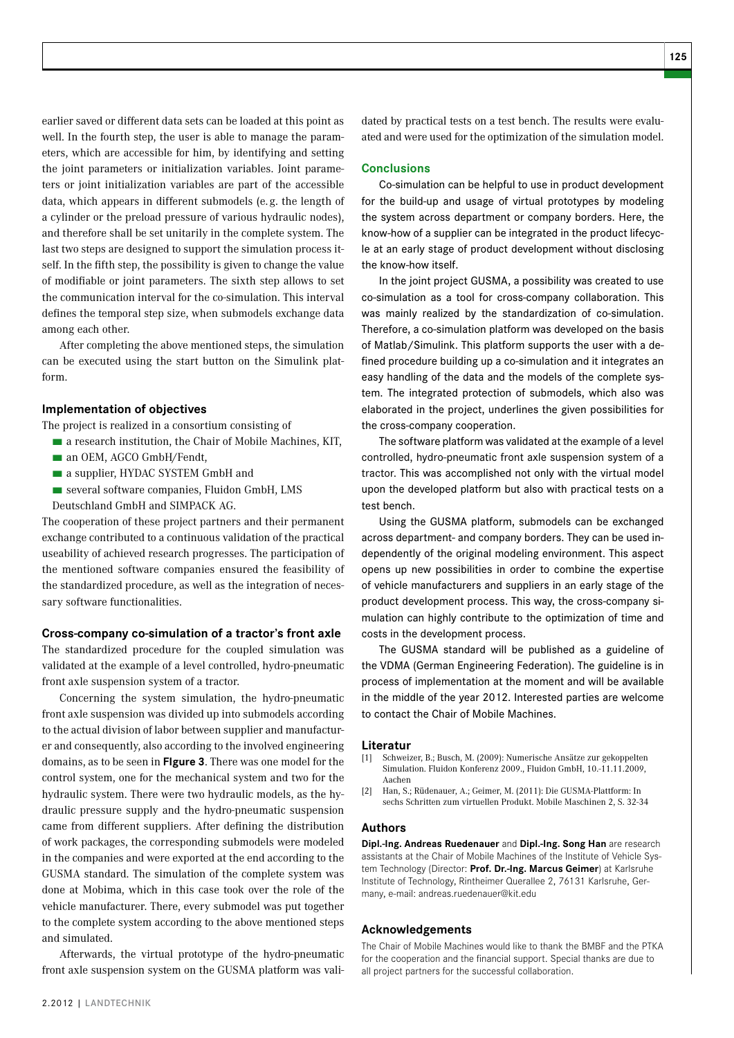earlier saved or different data sets can be loaded at this point as well. In the fourth step, the user is able to manage the parameters, which are accessible for him, by identifying and setting the joint parameters or initialization variables. Joint parameters or joint initialization variables are part of the accessible data, which appears in different submodels (e. g. the length of a cylinder or the preload pressure of various hydraulic nodes), and therefore shall be set unitarily in the complete system. The last two steps are designed to support the simulation process itself. In the fifth step, the possibility is given to change the value of modifiable or joint parameters. The sixth step allows to set the communication interval for the co-simulation. This interval defines the temporal step size, when submodels exchange data among each other.

After completing the above mentioned steps, the simulation can be executed using the start button on the Simulink platform.

## Implementation of objectives

The project is realized in a consortium consisting of

- a research institution, the Chair of Mobile Machines, KIT,
- an OEM, AGCO GmbH/Fendt,
- a supplier, HYDAC SYSTEM GmbH and
- several software companies, Fluidon GmbH, LMS Deutschland GmbH and SIMPACK AG.

The cooperation of these project partners and their permanent exchange contributed to a continuous validation of the practical useability of achieved research progresses. The participation of the mentioned software companies ensured the feasibility of the standardized procedure, as well as the integration of necessary software functionalities.

## Cross-company co-simulation of a tractor's front axle

The standardized procedure for the coupled simulation was validated at the example of a level controlled, hydro-pneumatic front axle suspension system of a tractor.

Concerning the system simulation, the hydro-pneumatic front axle suspension was divided up into submodels according to the actual division of labor between supplier and manufacturer and consequently, also according to the involved engineering domains, as to be seen in **FIgure 3**. There was one model for the control system, one for the mechanical system and two for the hydraulic system. There were two hydraulic models, as the hydraulic pressure supply and the hydro-pneumatic suspension came from different suppliers. After defining the distribution of work packages, the corresponding submodels were modeled in the companies and were exported at the end according to the GUSMA standard. The simulation of the complete system was done at Mobima, which in this case took over the role of the vehicle manufacturer. There, every submodel was put together to the complete system according to the above mentioned steps and simulated.

Afterwards, the virtual prototype of the hydro-pneumatic front axle suspension system on the GUSMA platform was validated by practical tests on a test bench. The results were evaluated and were used for the optimization of the simulation model.

## Conclusions

Co-simulation can be helpful to use in product development for the build-up and usage of virtual prototypes by modeling the system across department or company borders. Here, the know-how of a supplier can be integrated in the product lifecycle at an early stage of product development without disclosing the know-how itself.

In the joint project GUSMA, a possibility was created to use co-simulation as a tool for cross-company collaboration. This was mainly realized by the standardization of co-simulation. Therefore, a co-simulation platform was developed on the basis of Matlab/Simulink. This platform supports the user with a defined procedure building up a co-simulation and it integrates an easy handling of the data and the models of the complete system. The integrated protection of submodels, which also was elaborated in the project, underlines the given possibilities for the cross-company cooperation.

The software platform was validated at the example of a level controlled, hydro-pneumatic front axle suspension system of a tractor. This was accomplished not only with the virtual model upon the developed platform but also with practical tests on a test bench.

Using the GUSMA platform, submodels can be exchanged across department- and company borders. They can be used independently of the original modeling environment. This aspect opens up new possibilities in order to combine the expertise of vehicle manufacturers and suppliers in an early stage of the product development process. This way, the cross-company simulation can highly contribute to the optimization of time and costs in the development process.

The GUSMA standard will be published as a guideline of the VDMA (German Engineering Federation). The guideline is in process of implementation at the moment and will be available in the middle of the year 2012. Interested parties are welcome to contact the Chair of Mobile Machines.

## Literatur

[1] Schweizer, B.; Busch, M. (2009): Numerische Ansätze zur gekoppelten Simulation. Fluidon Konferenz 2009., Fluidon GmbH, 10.-11.11.2009, Aachen

[2] Han, S.; Rüdenauer, A.; Geimer, M. (2011): Die GUSMA-Plattform: In sechs Schritten zum virtuellen Produkt. Mobile Maschinen 2, S. 32-34

## Authors

**Dipl.-Ing. Andreas Ruedenauer** and **Dipl.-Ing. Song Han** are research assistants at the Chair of Mobile Machines of the Institute of Vehicle System Technology (Director: **Prof. Dr.-Ing. Marcus Geimer**) at Karlsruhe Institute of Technology, Rintheimer Querallee 2, 76131 Karlsruhe, Germany, e-mail: andreas.ruedenauer@kit.edu

## Acknowledgements

The Chair of Mobile Machines would like to thank the BMBF and the PTKA for the cooperation and the financial support. Special thanks are due to all project partners for the successful collaboration.